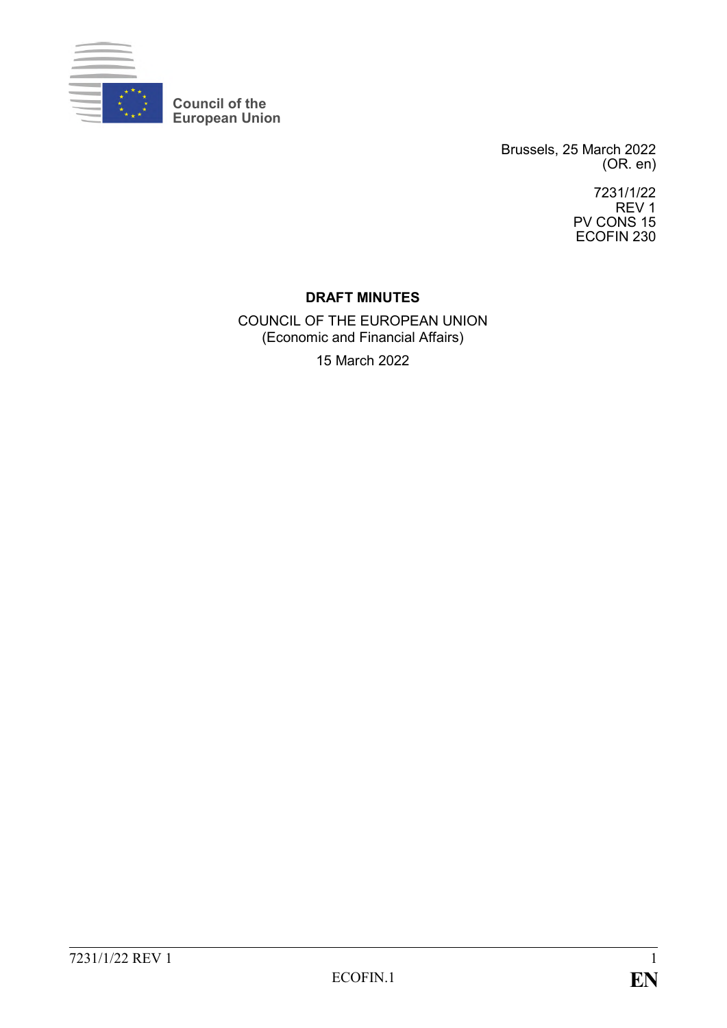Council of the European Union

Brussels, 25 March 2022
(OR. en)

7231/1/22
REV 1
PV CONS 15
ECOFIN 230

**DRAFT MINUTES**

COUNCIL OF THE EUROPEAN UNION
(Economic and Financial Affairs)

15 March 2022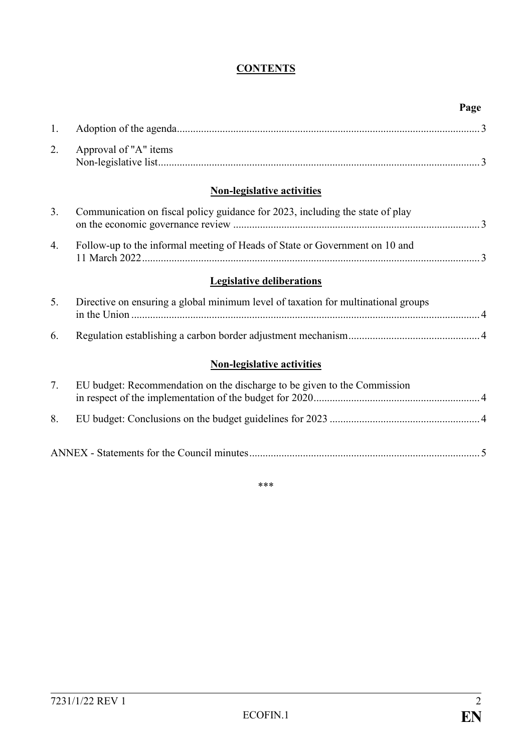**CONTENTS**

| | | Page |
|---|---|---|
| 1. | Adoption of the agenda | 3 |
| 2. | Approval of "A" items<br>Non-legislative list | 3 |
| | **Non-legislative activities** | |
| 3. | Communication on fiscal policy guidance for 2023, including the state of play on the economic governance review | 3 |
| 4. | Follow-up to the informal meeting of Heads of State or Government on 10 and 11 March 2022 | 3 |
| | **Legislative deliberations** | |
| 5. | Directive on ensuring a global minimum level of taxation for multinational groups in the Union | 4 |
| 6. | Regulation establishing a carbon border adjustment mechanism | 4 |
| | **Non-legislative activities** | |
| 7. | EU budget: Recommendation on the discharge to be given to the Commission in respect of the implementation of the budget for 2020 | 4 |
| 8. | EU budget: Conclusions on the budget guidelines for 2023 | 4 |
| | ANNEX - Statements for the Council minutes | 5 |

\*\*\*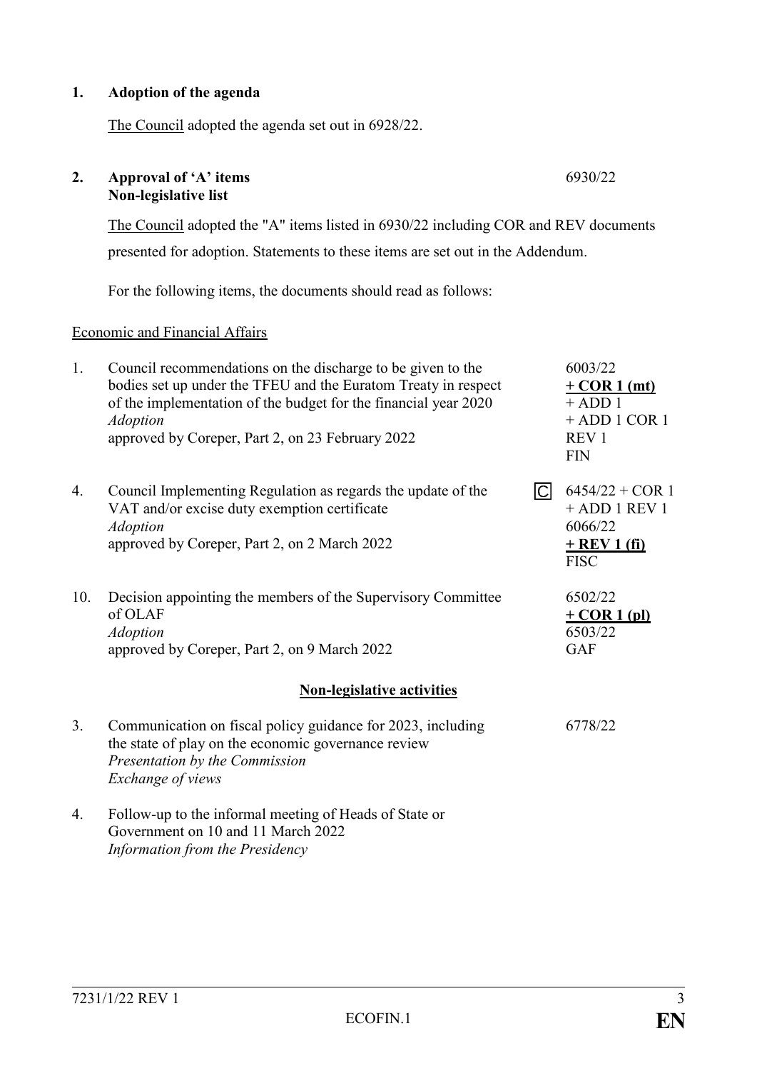**1. Adoption of the agenda**

The Council adopted the agenda set out in 6928/22.

**2. Approval of 'A' items** 6930/22
**Non-legislative list**

The Council adopted the "A" items listed in 6930/22 including COR and REV documents presented for adoption. Statements to these items are set out in the Addendum.

For the following items, the documents should read as follows:

Economic and Financial Affairs

| | | | |
|---|---|---|---|
| 1. | Council recommendations on the discharge to be given to the bodies set up under the TFEU and the Euratom Treaty in respect of the implementation of the budget for the financial year 2020<br>*Adoption*<br>approved by Coreper, Part 2, on 23 February 2022 | | 6003/22<br>**+ COR 1 (mt)**<br>+ ADD 1<br>+ ADD 1 COR 1<br>REV 1<br>FIN |
| 4. | Council Implementing Regulation as regards the update of the VAT and/or excise duty exemption certificate<br>*Adoption*<br>approved by Coreper, Part 2, on 2 March 2022 | C | 6454/22 + COR 1<br>+ ADD 1 REV 1<br>6066/22<br>**+ REV 1 (fi)**<br>FISC |
| 10. | Decision appointing the members of the Supervisory Committee of OLAF<br>*Adoption*<br>approved by Coreper, Part 2, on 9 March 2022 | | 6502/22<br>**+ COR 1 (pl)**<br>6503/22<br>GAF |

**Non-legislative activities**

3. Communication on fiscal policy guidance for 2023, including the state of play on the economic governance review 6778/22
*Presentation by the Commission*
*Exchange of views*

4. Follow-up to the informal meeting of Heads of State or Government on 10 and 11 March 2022
*Information from the Presidency*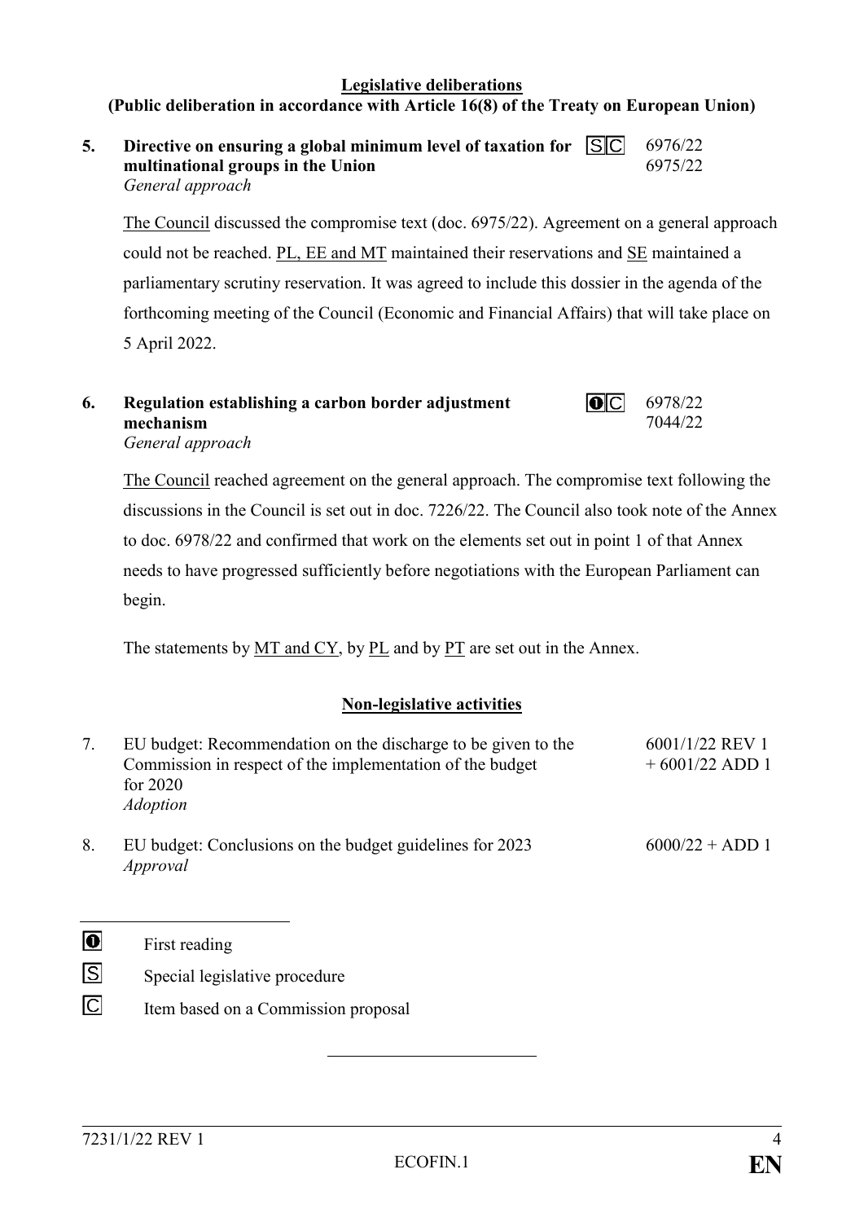**Legislative deliberations**
**(Public deliberation in accordance with Article 16(8) of the Treaty on European Union)**

**5. Directive on ensuring a global minimum level of taxation for multinational groups in the Union** S C 6976/22 6975/22
*General approach*

The Council discussed the compromise text (doc. 6975/22). Agreement on a general approach could not be reached. PL, EE and MT maintained their reservations and SE maintained a parliamentary scrutiny reservation. It was agreed to include this dossier in the agenda of the forthcoming meeting of the Council (Economic and Financial Affairs) that will take place on 5 April 2022.

**6. Regulation establishing a carbon border adjustment mechanism** ❶ C 6978/22 7044/22
*General approach*

The Council reached agreement on the general approach. The compromise text following the discussions in the Council is set out in doc. 7226/22. The Council also took note of the Annex to doc. 6978/22 and confirmed that work on the elements set out in point 1 of that Annex needs to have progressed sufficiently before negotiations with the European Parliament can begin.

The statements by MT and CY, by PL and by PT are set out in the Annex.

**Non-legislative activities**

7. EU budget: Recommendation on the discharge to be given to the Commission in respect of the implementation of the budget for 2020 — 6001/1/22 REV 1 + 6001/22 ADD 1
*Adoption*

8. EU budget: Conclusions on the budget guidelines for 2023 — 6000/22 + ADD 1
*Approval*

---

❶ First reading

S Special legislative procedure

C Item based on a Commission proposal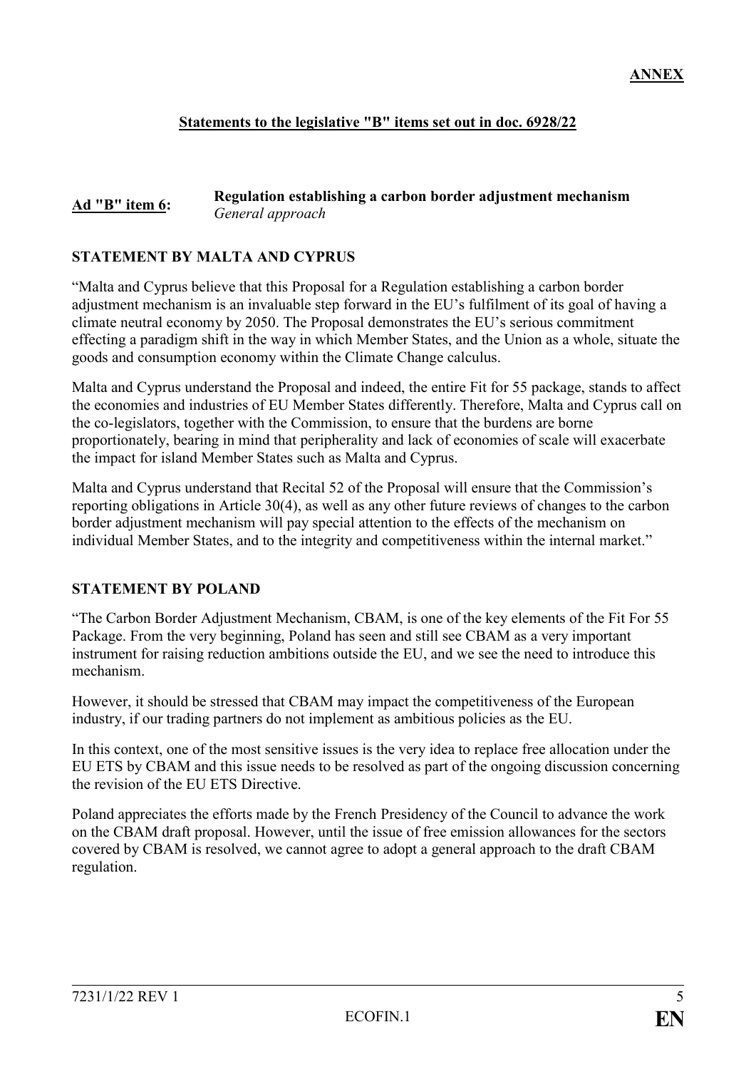**ANNEX**

## Statements to the legislative "B" items set out in doc. 6928/22

**Ad "B" item 6:** **Regulation establishing a carbon border adjustment mechanism**
*General approach*

### STATEMENT BY MALTA AND CYPRUS

"Malta and Cyprus believe that this Proposal for a Regulation establishing a carbon border adjustment mechanism is an invaluable step forward in the EU's fulfilment of its goal of having a climate neutral economy by 2050. The Proposal demonstrates the EU's serious commitment effecting a paradigm shift in the way in which Member States, and the Union as a whole, situate the goods and consumption economy within the Climate Change calculus.

Malta and Cyprus understand the Proposal and indeed, the entire Fit for 55 package, stands to affect the economies and industries of EU Member States differently. Therefore, Malta and Cyprus call on the co-legislators, together with the Commission, to ensure that the burdens are borne proportionately, bearing in mind that peripherality and lack of economies of scale will exacerbate the impact for island Member States such as Malta and Cyprus.

Malta and Cyprus understand that Recital 52 of the Proposal will ensure that the Commission's reporting obligations in Article 30(4), as well as any other future reviews of changes to the carbon border adjustment mechanism will pay special attention to the effects of the mechanism on individual Member States, and to the integrity and competitiveness within the internal market."

### STATEMENT BY POLAND

"The Carbon Border Adjustment Mechanism, CBAM, is one of the key elements of the Fit For 55 Package. From the very beginning, Poland has seen and still see CBAM as a very important instrument for raising reduction ambitions outside the EU, and we see the need to introduce this mechanism.

However, it should be stressed that CBAM may impact the competitiveness of the European industry, if our trading partners do not implement as ambitious policies as the EU.

In this context, one of the most sensitive issues is the very idea to replace free allocation under the EU ETS by CBAM and this issue needs to be resolved as part of the ongoing discussion concerning the revision of the EU ETS Directive.

Poland appreciates the efforts made by the French Presidency of the Council to advance the work on the CBAM draft proposal. However, until the issue of free emission allowances for the sectors covered by CBAM is resolved, we cannot agree to adopt a general approach to the draft CBAM regulation.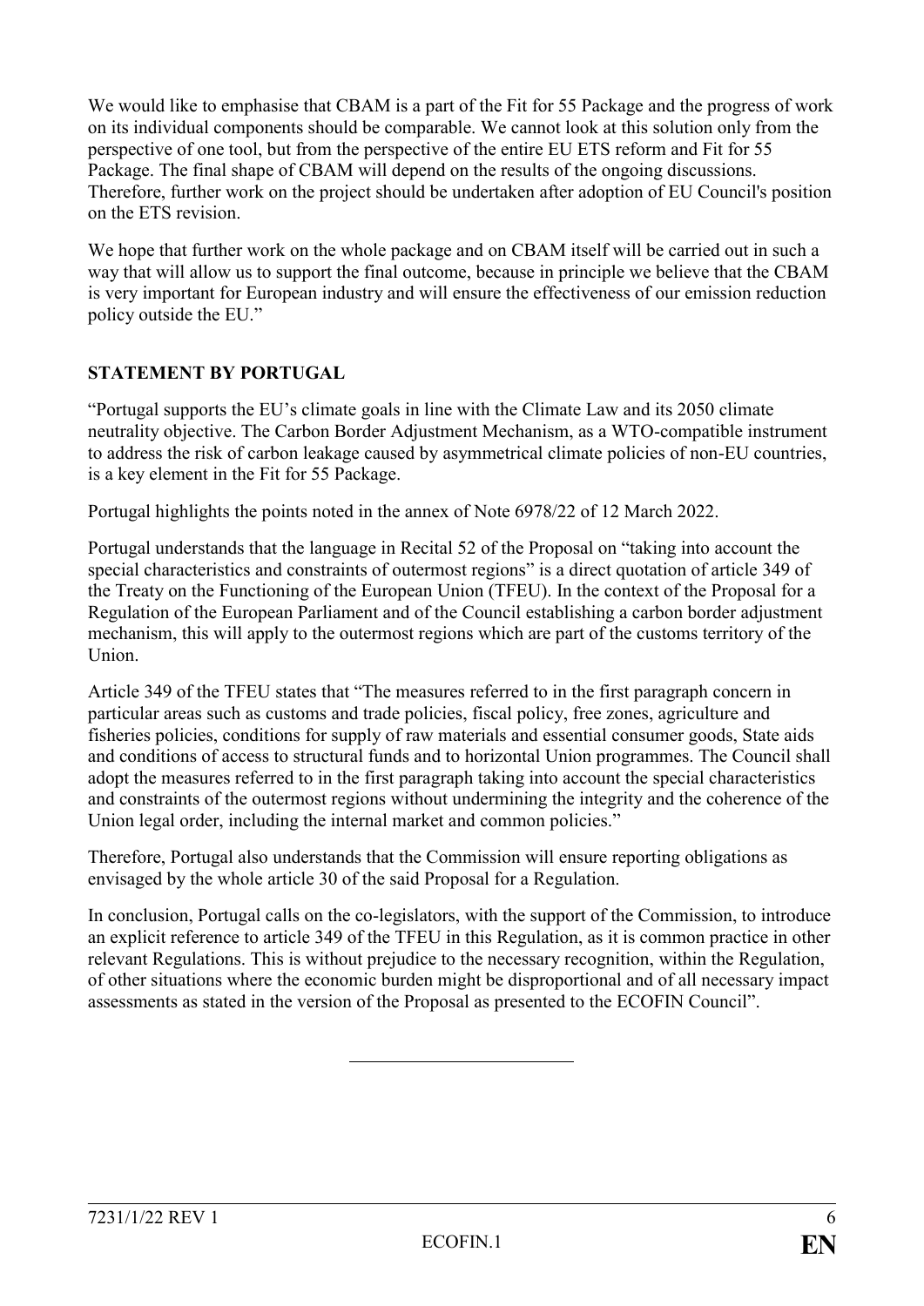We would like to emphasise that CBAM is a part of the Fit for 55 Package and the progress of work on its individual components should be comparable. We cannot look at this solution only from the perspective of one tool, but from the perspective of the entire EU ETS reform and Fit for 55 Package. The final shape of CBAM will depend on the results of the ongoing discussions. Therefore, further work on the project should be undertaken after adoption of EU Council's position on the ETS revision.

We hope that further work on the whole package and on CBAM itself will be carried out in such a way that will allow us to support the final outcome, because in principle we believe that the CBAM is very important for European industry and will ensure the effectiveness of our emission reduction policy outside the EU."

**STATEMENT BY PORTUGAL**

"Portugal supports the EU's climate goals in line with the Climate Law and its 2050 climate neutrality objective. The Carbon Border Adjustment Mechanism, as a WTO-compatible instrument to address the risk of carbon leakage caused by asymmetrical climate policies of non-EU countries, is a key element in the Fit for 55 Package.

Portugal highlights the points noted in the annex of Note 6978/22 of 12 March 2022.

Portugal understands that the language in Recital 52 of the Proposal on "taking into account the special characteristics and constraints of outermost regions" is a direct quotation of article 349 of the Treaty on the Functioning of the European Union (TFEU). In the context of the Proposal for a Regulation of the European Parliament and of the Council establishing a carbon border adjustment mechanism, this will apply to the outermost regions which are part of the customs territory of the Union.

Article 349 of the TFEU states that "The measures referred to in the first paragraph concern in particular areas such as customs and trade policies, fiscal policy, free zones, agriculture and fisheries policies, conditions for supply of raw materials and essential consumer goods, State aids and conditions of access to structural funds and to horizontal Union programmes. The Council shall adopt the measures referred to in the first paragraph taking into account the special characteristics and constraints of the outermost regions without undermining the integrity and the coherence of the Union legal order, including the internal market and common policies."

Therefore, Portugal also understands that the Commission will ensure reporting obligations as envisaged by the whole article 30 of the said Proposal for a Regulation.

In conclusion, Portugal calls on the co-legislators, with the support of the Commission, to introduce an explicit reference to article 349 of the TFEU in this Regulation, as it is common practice in other relevant Regulations. This is without prejudice to the necessary recognition, within the Regulation, of other situations where the economic burden might be disproportional and of all necessary impact assessments as stated in the version of the Proposal as presented to the ECOFIN Council".